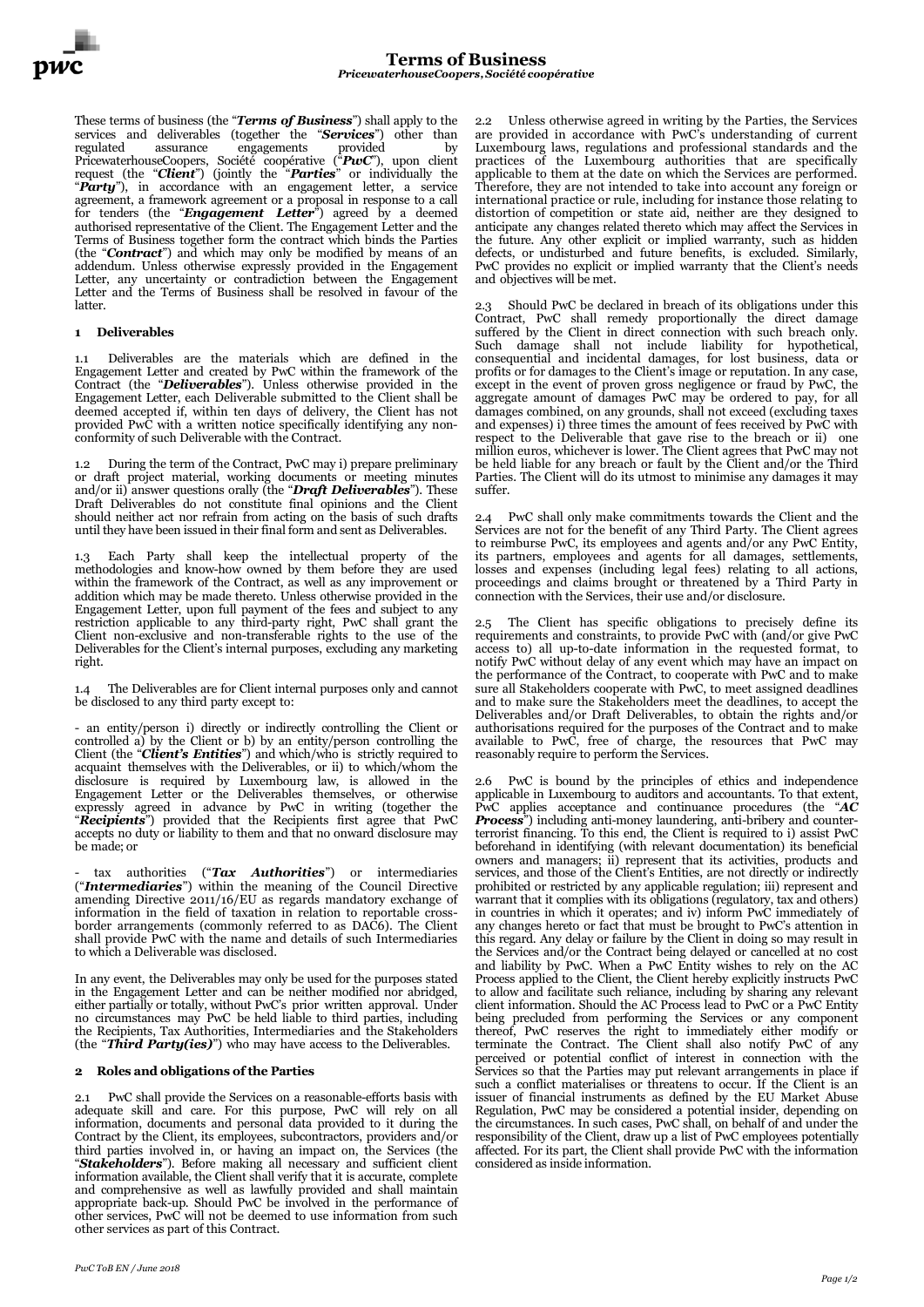# Terms of Business

*PricewaterhouseCoopers, Société coopérative*

These terms of business (the "***Terms of Business***") shall apply to the services and deliverables (together the "***Services***") other than regulated assurance engagements provided by PricewaterhouseCoopers, Société coopérative ("***PwC***"), upon client request (the "***Client***") (jointly the "***Parties***" or individually the "***Party***"), in accordance with an engagement letter, a service agreement, a framework agreement or a proposal in response to a call for tenders (the "***Engagement Letter***") agreed by a deemed authorised representative of the Client. The Engagement Letter and the Terms of Business together form the contract which binds the Parties (the "***Contract***") and which may only be modified by means of an addendum. Unless otherwise expressly provided in the Engagement Letter, any uncertainty or contradiction between the Engagement Letter and the Terms of Business shall be resolved in favour of the latter.

## 1 Deliverables

1.1 Deliverables are the materials which are defined in the Engagement Letter and created by PwC within the framework of the Contract (the "***Deliverables***"). Unless otherwise provided in the Engagement Letter, each Deliverable submitted to the Client shall be deemed accepted if, within ten days of delivery, the Client has not provided PwC with a written notice specifically identifying any non-conformity of such Deliverable with the Contract.

1.2 During the term of the Contract, PwC may i) prepare preliminary or draft project material, working documents or meeting minutes and/or ii) answer questions orally (the "***Draft Deliverables***"). These Draft Deliverables do not constitute final opinions and the Client should neither act nor refrain from acting on the basis of such drafts until they have been issued in their final form and sent as Deliverables.

1.3 Each Party shall keep the intellectual property of the methodologies and know-how owned by them before they are used within the framework of the Contract, as well as any improvement or addition which may be made thereto. Unless otherwise provided in the Engagement Letter, upon full payment of the fees and subject to any restriction applicable to any third-party right, PwC shall grant the Client non-exclusive and non-transferable rights to the use of the Deliverables for the Client's internal purposes, excluding any marketing right.

1.4 The Deliverables are for Client internal purposes only and cannot be disclosed to any third party except to:

- an entity/person i) directly or indirectly controlling the Client or controlled a) by the Client or b) by an entity/person controlling the Client (the "***Client's Entities***") and which/who is strictly required to acquaint themselves with the Deliverables, or ii) to which/whom the disclosure is required by Luxembourg law, is allowed in the Engagement Letter or the Deliverables themselves, or otherwise expressly agreed in advance by PwC in writing (together the "***Recipients***") provided that the Recipients first agree that PwC accepts no duty or liability to them and that no onward disclosure may be made; or

- tax authorities ("***Tax Authorities***") or intermediaries ("***Intermediaries***") within the meaning of the Council Directive amending Directive 2011/16/EU as regards mandatory exchange of information in the field of taxation in relation to reportable cross-border arrangements (commonly referred to as DAC6). The Client shall provide PwC with the name and details of such Intermediaries to which a Deliverable was disclosed.

In any event, the Deliverables may only be used for the purposes stated in the Engagement Letter and can be neither modified nor abridged, either partially or totally, without PwC's prior written approval. Under no circumstances may PwC be held liable to third parties, including the Recipients, Tax Authorities, Intermediaries and the Stakeholders (the "***Third Party(ies)***") who may have access to the Deliverables.

## 2 Roles and obligations of the Parties

2.1 PwC shall provide the Services on a reasonable-efforts basis with adequate skill and care. For this purpose, PwC will rely on all information, documents and personal data provided to it during the Contract by the Client, its employees, subcontractors, providers and/or third parties involved in, or having an impact on, the Services (the "***Stakeholders***"). Before making all necessary and sufficient client information available, the Client shall verify that it is accurate, complete and comprehensive as well as lawfully provided and shall maintain appropriate back-up. Should PwC be involved in the performance of other services, PwC will not be deemed to use information from such other services as part of this Contract.

2.2 Unless otherwise agreed in writing by the Parties, the Services are provided in accordance with PwC's understanding of current Luxembourg laws, regulations and professional standards and the practices of the Luxembourg authorities that are specifically applicable to them at the date on which the Services are performed. Therefore, they are not intended to take into account any foreign or international practice or rule, including for instance those relating to distortion of competition or state aid, neither are they designed to anticipate any changes related thereto which may affect the Services in the future. Any other explicit or implied warranty, such as hidden defects, or undisturbed and future benefits, is excluded. Similarly, PwC provides no explicit or implied warranty that the Client's needs and objectives will be met.

2.3 Should PwC be declared in breach of its obligations under this Contract, PwC shall remedy proportionally the direct damage suffered by the Client in direct connection with such breach only. Such damage shall not include liability for hypothetical, consequential and incidental damages, for lost business, data or profits or for damages to the Client's image or reputation. In any case, except in the event of proven gross negligence or fraud by PwC, the aggregate amount of damages PwC may be ordered to pay, for all damages combined, on any grounds, shall not exceed (excluding taxes and expenses) i) three times the amount of fees received by PwC with respect to the Deliverable that gave rise to the breach or ii) one million euros, whichever is lower. The Client agrees that PwC may not be held liable for any breach or fault by the Client and/or the Third Parties. The Client will do its utmost to minimise any damages it may suffer.

2.4 PwC shall only make commitments towards the Client and the Services are not for the benefit of any Third Party. The Client agrees to reimburse PwC, its employees and agents and/or any PwC Entity, its partners, employees and agents for all damages, settlements, losses and expenses (including legal fees) relating to all actions, proceedings and claims brought or threatened by a Third Party in connection with the Services, their use and/or disclosure.

2.5 The Client has specific obligations to precisely define its requirements and constraints, to provide PwC with (and/or give PwC access to) all up-to-date information in the requested format, to notify PwC without delay of any event which may have an impact on the performance of the Contract, to cooperate with PwC and to make sure all Stakeholders cooperate with PwC, to meet assigned deadlines and to make sure the Stakeholders meet the deadlines, to accept the Deliverables and/or Draft Deliverables, to obtain the rights and/or authorisations required for the purposes of the Contract and to make available to PwC, free of charge, the resources that PwC may reasonably require to perform the Services.

2.6 PwC is bound by the principles of ethics and independence applicable in Luxembourg to auditors and accountants. To that extent, PwC applies acceptance and continuance procedures (the "***AC Process***") including anti-money laundering, anti-bribery and counter-terrorist financing. To this end, the Client is required to i) assist PwC beforehand in identifying (with relevant documentation) its beneficial owners and managers; ii) represent that its activities, products and services, and those of the Client's Entities, are not directly or indirectly prohibited or restricted by any applicable regulation; iii) represent and warrant that it complies with its obligations (regulatory, tax and others) in countries in which it operates; and iv) inform PwC immediately of any changes hereto or fact that must be brought to PwC's attention in this regard. Any delay or failure by the Client in doing so may result in the Services and/or the Contract being delayed or cancelled at no cost and liability by PwC. When a PwC Entity wishes to rely on the AC Process applied to the Client, the Client hereby explicitly instructs PwC to allow and facilitate such reliance, including by sharing any relevant client information. Should the AC Process lead to PwC or a PwC Entity being precluded from performing the Services or any component thereof, PwC reserves the right to immediately either modify or terminate the Contract. The Client shall also notify PwC of any perceived or potential conflict of interest in connection with the Services so that the Parties may put relevant arrangements in place if such a conflict materialises or threatens to occur. If the Client is an issuer of financial instruments as defined by the EU Market Abuse Regulation, PwC may be considered a potential insider, depending on the circumstances. In such cases, PwC shall, on behalf of and under the responsibility of the Client, draw up a list of PwC employees potentially affected. For its part, the Client shall provide PwC with the information considered as inside information.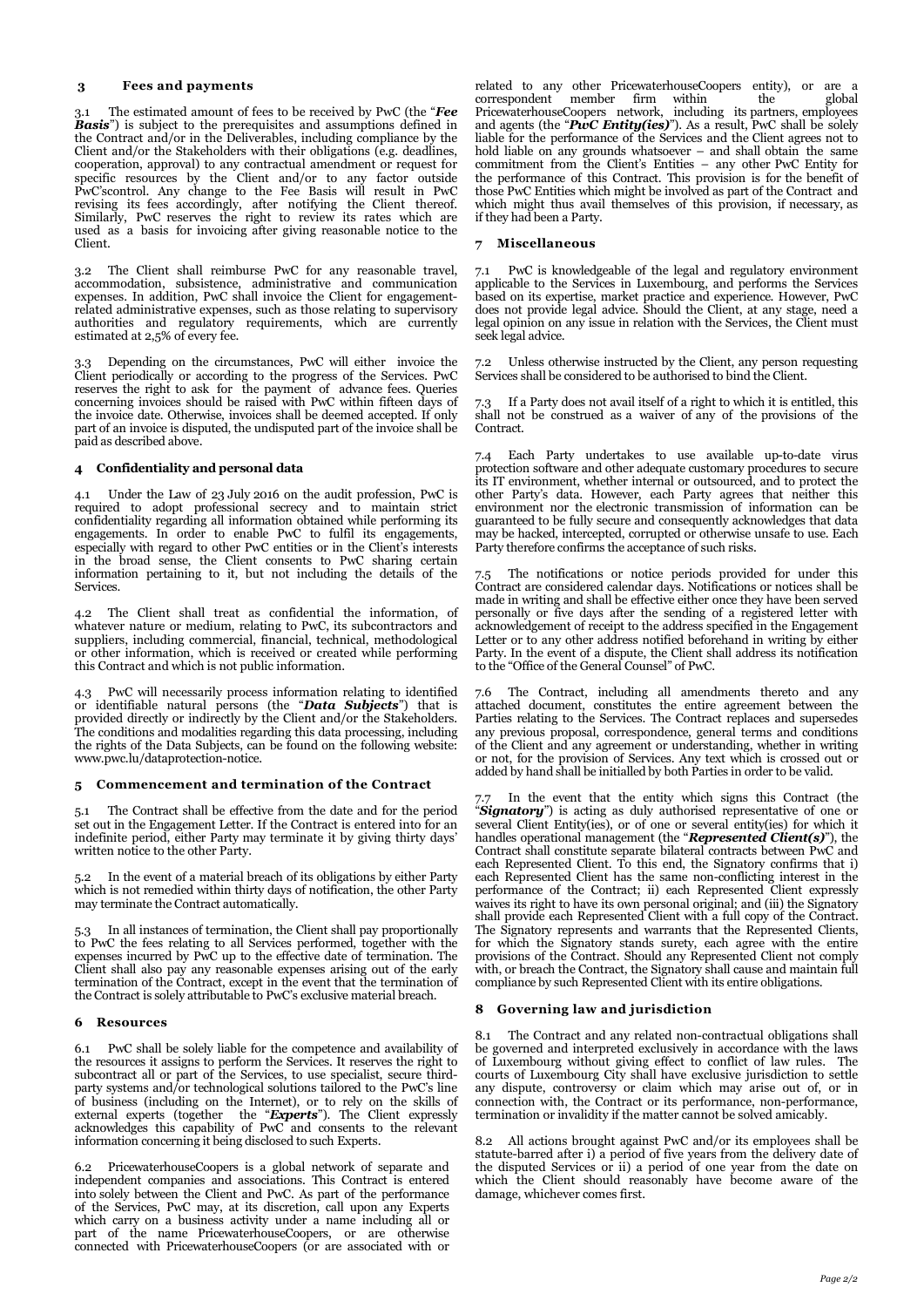## 3 Fees and payments

3.1 The estimated amount of fees to be received by PwC (the "***Fee Basis***") is subject to the prerequisites and assumptions defined in the Contract and/or in the Deliverables, including compliance by the Client and/or the Stakeholders with their obligations (e.g. deadlines, cooperation, approval) to any contractual amendment or request for specific resources by the Client and/or to any factor outside PwC'scontrol. Any change to the Fee Basis will result in PwC revising its fees accordingly, after notifying the Client thereof. Similarly, PwC reserves the right to review its rates which are used as a basis for invoicing after giving reasonable notice to the Client.

3.2 The Client shall reimburse PwC for any reasonable travel, accommodation, subsistence, administrative and communication expenses. In addition, PwC shall invoice the Client for engagement-related administrative expenses, such as those relating to supervisory authorities and regulatory requirements, which are currently estimated at 2,5% of every fee.

3.3 Depending on the circumstances, PwC will either invoice the Client periodically or according to the progress of the Services. PwC reserves the right to ask for the payment of advance fees. Queries concerning invoices should be raised with PwC within fifteen days of the invoice date. Otherwise, invoices shall be deemed accepted. If only part of an invoice is disputed, the undisputed part of the invoice shall be paid as described above.

## 4 Confidentiality and personal data

4.1 Under the Law of 23 July 2016 on the audit profession, PwC is required to adopt professional secrecy and to maintain strict confidentiality regarding all information obtained while performing its engagements. In order to enable PwC to fulfil its engagements, especially with regard to other PwC entities or in the Client's interests in the broad sense, the Client consents to PwC sharing certain information pertaining to it, but not including the details of the Services.

4.2 The Client shall treat as confidential the information, of whatever nature or medium, relating to PwC, its subcontractors and suppliers, including commercial, financial, technical, methodological or other information, which is received or created while performing this Contract and which is not public information.

4.3 PwC will necessarily process information relating to identified or identifiable natural persons (the "***Data Subjects***") that is provided directly or indirectly by the Client and/or the Stakeholders. The conditions and modalities regarding this data processing, including the rights of the Data Subjects, can be found on the following website: www.pwc.lu/dataprotection-notice.

## 5 Commencement and termination of the Contract

5.1 The Contract shall be effective from the date and for the period set out in the Engagement Letter. If the Contract is entered into for an indefinite period, either Party may terminate it by giving thirty days' written notice to the other Party.

5.2 In the event of a material breach of its obligations by either Party which is not remedied within thirty days of notification, the other Party may terminate the Contract automatically.

5.3 In all instances of termination, the Client shall pay proportionally to PwC the fees relating to all Services performed, together with the expenses incurred by PwC up to the effective date of termination. The Client shall also pay any reasonable expenses arising out of the early termination of the Contract, except in the event that the termination of the Contract is solely attributable to PwC's exclusive material breach.

## 6 Resources

6.1 PwC shall be solely liable for the competence and availability of the resources it assigns to perform the Services. It reserves the right to subcontract all or part of the Services, to use specialist, secure third-party systems and/or technological solutions tailored to the PwC's line of business (including on the Internet), or to rely on the skills of external experts (together the "***Experts***"). The Client expressly acknowledges this capability of PwC and consents to the relevant information concerning it being disclosed to such Experts.

6.2 PricewaterhouseCoopers is a global network of separate and independent companies and associations. This Contract is entered into solely between the Client and PwC. As part of the performance of the Services, PwC may, at its discretion, call upon any Experts which carry on a business activity under a name including all or part of the name PricewaterhouseCoopers, or are otherwise connected with PricewaterhouseCoopers (or are associated with or related to any other PricewaterhouseCoopers entity), or are a correspondent member firm within the global PricewaterhouseCoopers network, including its partners, employees and agents (the "***PwC Entity(ies)***"). As a result, PwC shall be solely liable for the performance of the Services and the Client agrees not to hold liable on any grounds whatsoever – and shall obtain the same commitment from the Client's Entities – any other PwC Entity for the performance of this Contract. This provision is for the benefit of those PwC Entities which might be involved as part of the Contract and which might thus avail themselves of this provision, if necessary, as if they had been a Party.

## 7 Miscellaneous

7.1 PwC is knowledgeable of the legal and regulatory environment applicable to the Services in Luxembourg, and performs the Services based on its expertise, market practice and experience. However, PwC does not provide legal advice. Should the Client, at any stage, need a legal opinion on any issue in relation with the Services, the Client must seek legal advice.

7.2 Unless otherwise instructed by the Client, any person requesting Services shall be considered to be authorised to bind the Client.

7.3 If a Party does not avail itself of a right to which it is entitled, this shall not be construed as a waiver of any of the provisions of the Contract.

7.4 Each Party undertakes to use available up-to-date virus protection software and other adequate customary procedures to secure its IT environment, whether internal or outsourced, and to protect the other Party's data. However, each Party agrees that neither this environment nor the electronic transmission of information can be guaranteed to be fully secure and consequently acknowledges that data may be hacked, intercepted, corrupted or otherwise unsafe to use. Each Party therefore confirms the acceptance of such risks.

7.5 The notifications or notice periods provided for under this Contract are considered calendar days. Notifications or notices shall be made in writing and shall be effective either once they have been served personally or five days after the sending of a registered letter with acknowledgement of receipt to the address specified in the Engagement Letter or to any other address notified beforehand in writing by either Party. In the event of a dispute, the Client shall address its notification to the "Office of the General Counsel" of PwC.

7.6 The Contract, including all amendments thereto and any attached document, constitutes the entire agreement between the Parties relating to the Services. The Contract replaces and supersedes any previous proposal, correspondence, general terms and conditions of the Client and any agreement or understanding, whether in writing or not, for the provision of Services. Any text which is crossed out or added by hand shall be initialled by both Parties in order to be valid.

7.7 In the event that the entity which signs this Contract (the "***Signatory***") is acting as duly authorised representative of one or several Client Entity(ies), or of one or several entity(ies) for which it handles operational management (the "***Represented Client(s)***"), the Contract shall constitute separate bilateral contracts between PwC and each Represented Client. To this end, the Signatory confirms that i) each Represented Client has the same non-conflicting interest in the performance of the Contract; ii) each Represented Client expressly waives its right to have its own personal original; and (iii) the Signatory shall provide each Represented Client with a full copy of the Contract. The Signatory represents and warrants that the Represented Clients, for which the Signatory stands surety, each agree with the entire provisions of the Contract. Should any Represented Client not comply with, or breach the Contract, the Signatory shall cause and maintain full compliance by such Represented Client with its entire obligations.

## 8 Governing law and jurisdiction

8.1 The Contract and any related non-contractual obligations shall be governed and interpreted exclusively in accordance with the laws of Luxembourg without giving effect to conflict of law rules. The courts of Luxembourg City shall have exclusive jurisdiction to settle any dispute, controversy or claim which may arise out of, or in connection with, the Contract or its performance, non-performance, termination or invalidity if the matter cannot be solved amicably.

8.2 All actions brought against PwC and/or its employees shall be statute-barred after i) a period of five years from the delivery date of the disputed Services or ii) a period of one year from the date on which the Client should reasonably have become aware of the damage, whichever comes first.